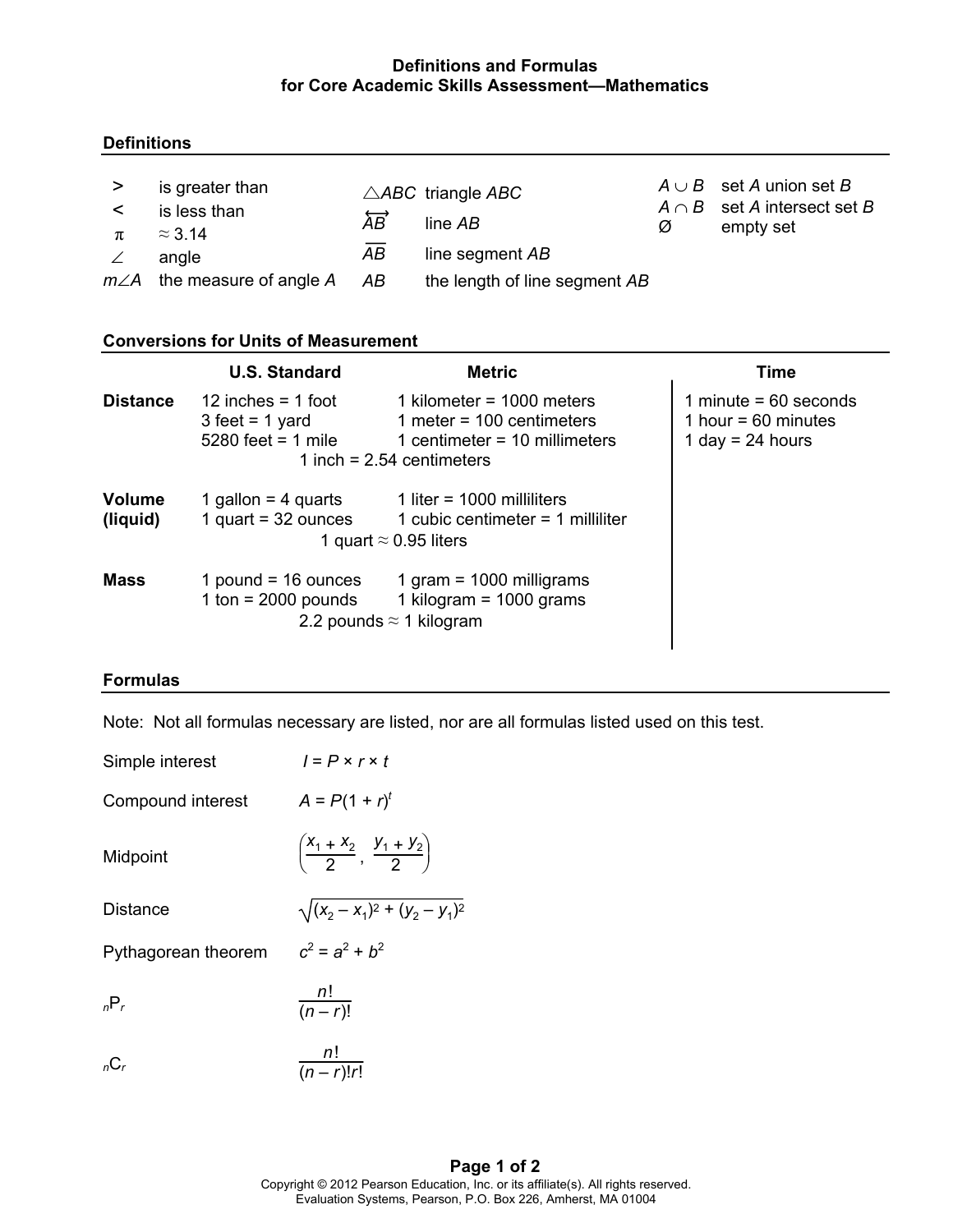# Definitions and Formulas for Core Academic Skills Assessment—Mathematics

## Definitions

| Symbol | Meaning |
|---|---|
| $>$ | is greater than |
| $<$ | is less than |
| $\pi$ | $\approx 3.14$ |
| $\angle$ | angle |
| $m\angle A$ | the measure of angle $A$ |
| $\triangle ABC$ | triangle $ABC$ |
| $\overleftrightarrow{AB}$ | line $AB$ |
| $\overline{AB}$ | line segment $AB$ |
| $AB$ | the length of line segment $AB$ |
| $A \cup B$ | set $A$ union set $B$ |
| $A \cap B$ | set $A$ intersect set $B$ |
| $\varnothing$ | empty set |

## Conversions for Units of Measurement

| | U.S. Standard | Metric | Time |
|---|---|---|---|
| **Distance** | 12 inches = 1 foot<br>3 feet = 1 yard<br>5280 feet = 1 mile | 1 kilometer = 1000 meters<br>1 meter = 100 centimeters<br>1 centimeter = 10 millimeters | 1 minute = 60 seconds<br>1 hour = 60 minutes<br>1 day = 24 hours |
| | 1 inch = 2.54 centimeters | | |
| **Volume (liquid)** | 1 gallon = 4 quarts<br>1 quart = 32 ounces | 1 liter = 1000 milliliters<br>1 cubic centimeter = 1 milliliter | |
| | 1 quart $\approx$ 0.95 liters | | |
| **Mass** | 1 pound = 16 ounces<br>1 ton = 2000 pounds | 1 gram = 1000 milligrams<br>1 kilogram = 1000 grams | |
| | 2.2 pounds $\approx$ 1 kilogram | | |

## Formulas

Note: Not all formulas necessary are listed, nor are all formulas listed used on this test.

| | |
|---|---|
| Simple interest | $I = P \times r \times t$ |
| Compound interest | $A = P(1 + r)^t$ |
| Midpoint | $\left(\dfrac{x_1 + x_2}{2}, \dfrac{y_1 + y_2}{2}\right)$ |
| Distance | $\sqrt{(x_2 - x_1)^2 + (y_2 - y_1)^2}$ |
| Pythagorean theorem | $c^2 = a^2 + b^2$ |
| ${}_nP_r$ | $\dfrac{n!}{(n - r)!}$ |
| ${}_nC_r$ | $\dfrac{n!}{(n - r)!r!}$ |

Copyright © 2012 Pearson Education, Inc. or its affiliate(s). All rights reserved.
Evaluation Systems, Pearson, P.O. Box 226, Amherst, MA 01004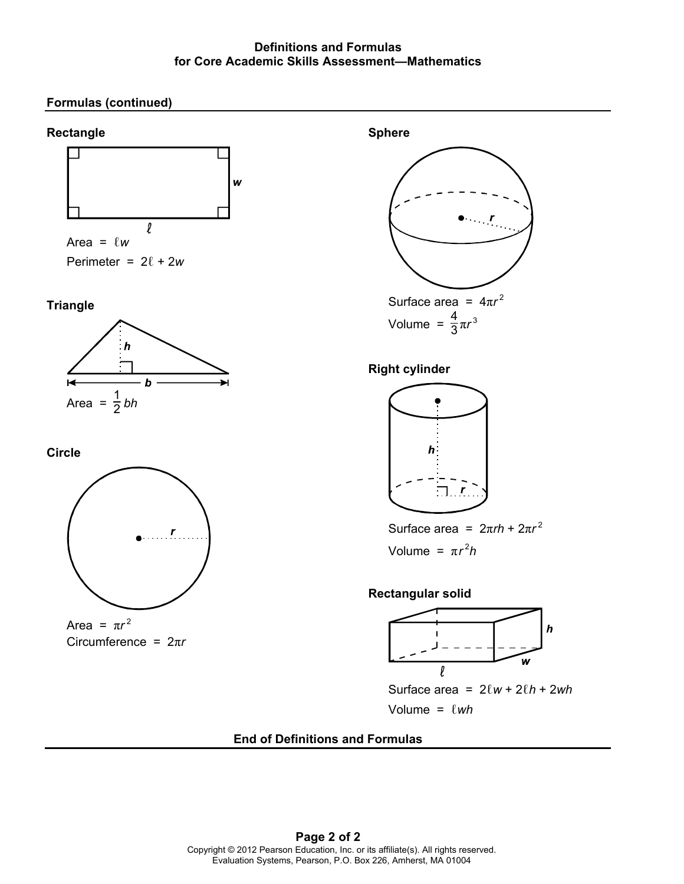## Formulas (continued)

### Rectangle

Area = $\ell w$

Perimeter = $2\ell + 2w$

### Triangle

Area = $\frac{1}{2}bh$

### Circle

Area = $\pi r^2$

Circumference = $2\pi r$

### Sphere

Surface area = $4\pi r^2$

Volume = $\frac{4}{3}\pi r^3$

### Right cylinder

Surface area = $2\pi rh + 2\pi r^2$

Volume = $\pi r^2 h$

### Rectangular solid

Surface area = $2\ell w + 2\ell h + 2wh$

Volume = $\ell wh$

**End of Definitions and Formulas**